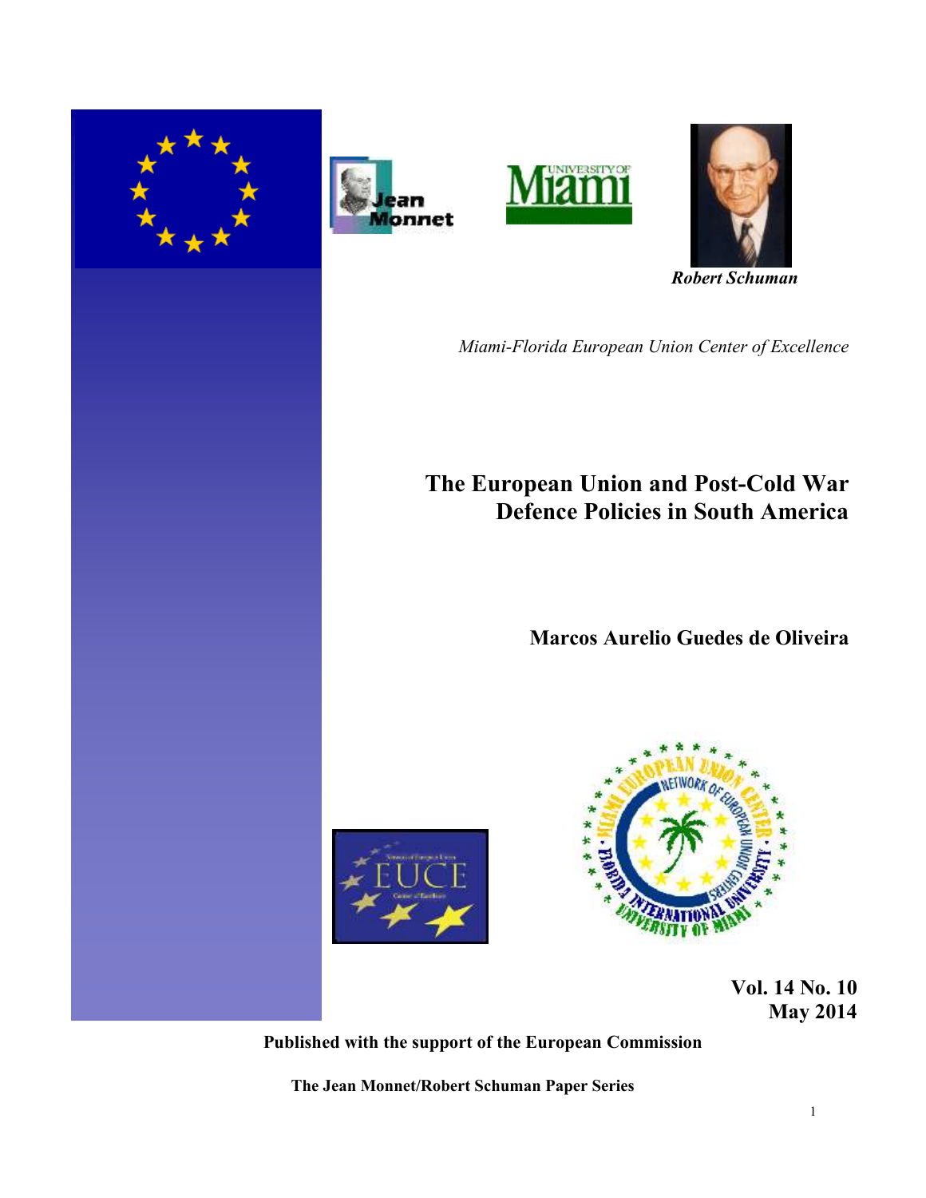*Robert Schuman*

*Miami-Florida European Union Center of Excellence*

# The European Union and Post-Cold War Defence Policies in South America

**Marcos Aurelio Guedes de Oliveira**

**Vol. 14 No. 10**
**May 2014**

**Published with the support of the European Commission**

**The Jean Monnet/Robert Schuman Paper Series**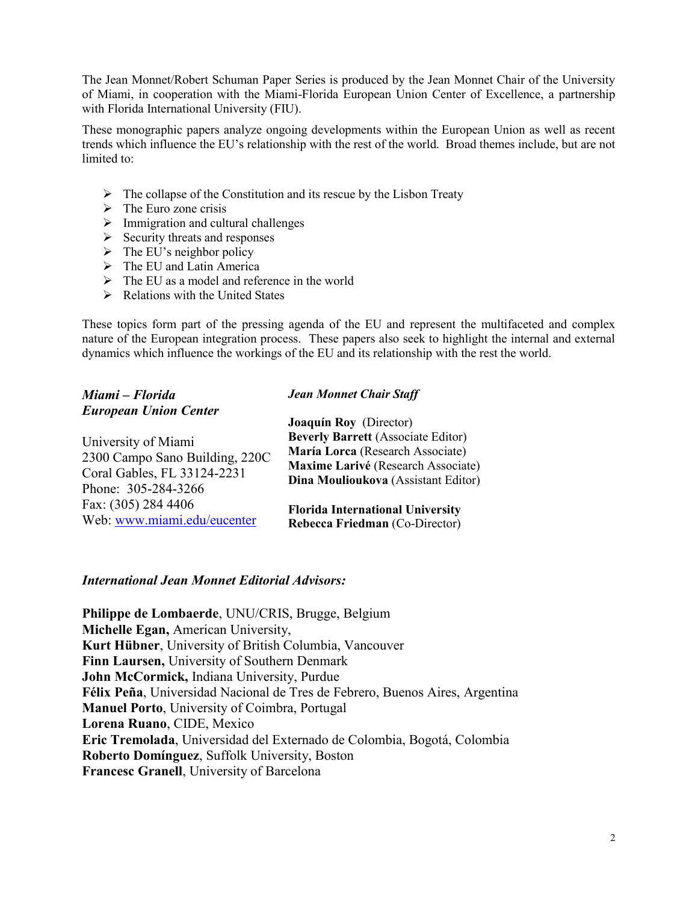The Jean Monnet/Robert Schuman Paper Series is produced by the Jean Monnet Chair of the University of Miami, in cooperation with the Miami-Florida European Union Center of Excellence, a partnership with Florida International University (FIU).

These monographic papers analyze ongoing developments within the European Union as well as recent trends which influence the EU's relationship with the rest of the world. Broad themes include, but are not limited to:

- The collapse of the Constitution and its rescue by the Lisbon Treaty
- The Euro zone crisis
- Immigration and cultural challenges
- Security threats and responses
- The EU's neighbor policy
- The EU and Latin America
- The EU as a model and reference in the world
- Relations with the United States

These topics form part of the pressing agenda of the EU and represent the multifaceted and complex nature of the European integration process. These papers also seek to highlight the internal and external dynamics which influence the workings of the EU and its relationship with the rest the world.

***Miami – Florida European Union Center***

University of Miami
2300 Campo Sano Building, 220C
Coral Gables, FL 33124-2231
Phone: 305-284-3266
Fax: (305) 284 4406
Web: www.miami.edu/eucenter

***Jean Monnet Chair Staff***

**Joaquín Roy** (Director)
**Beverly Barrett** (Associate Editor)
**María Lorca** (Research Associate)
**Maxime Larivé** (Research Associate)
**Dina Moulioukova** (Assistant Editor)

**Florida International University**
**Rebecca Friedman** (Co-Director)

***International Jean Monnet Editorial Advisors:***

**Philippe de Lombaerde**, UNU/CRIS, Brugge, Belgium
**Michelle Egan,** American University,
**Kurt Hübner**, University of British Columbia, Vancouver
**Finn Laursen,** University of Southern Denmark
**John McCormick,** Indiana University, Purdue
**Félix Peña**, Universidad Nacional de Tres de Febrero, Buenos Aires, Argentina
**Manuel Porto**, University of Coimbra, Portugal
**Lorena Ruano**, CIDE, Mexico
**Eric Tremolada**, Universidad del Externado de Colombia, Bogotá, Colombia
**Roberto Domínguez**, Suffolk University, Boston
**Francesc Granell**, University of Barcelona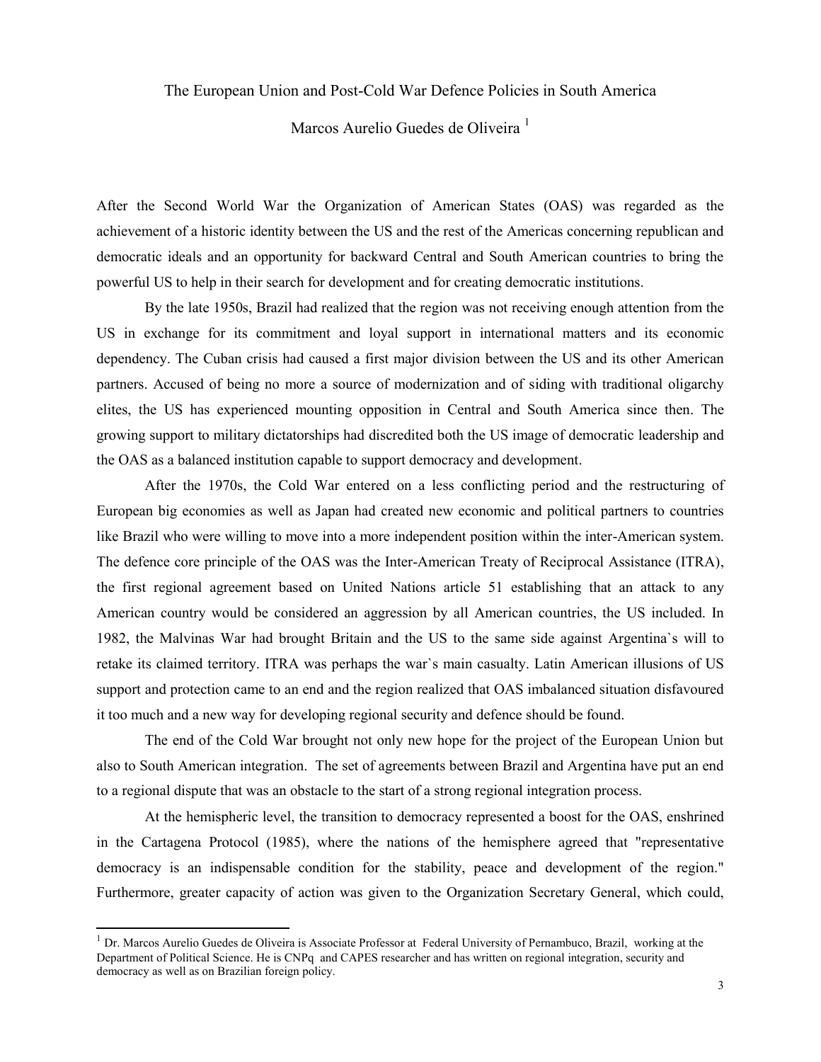The European Union and Post-Cold War Defence Policies in South America

Marcos Aurelio Guedes de Oliveira [1]

After the Second World War the Organization of American States (OAS) was regarded as the achievement of a historic identity between the US and the rest of the Americas concerning republican and democratic ideals and an opportunity for backward Central and South American countries to bring the powerful US to help in their search for development and for creating democratic institutions.

By the late 1950s, Brazil had realized that the region was not receiving enough attention from the US in exchange for its commitment and loyal support in international matters and its economic dependency. The Cuban crisis had caused a first major division between the US and its other American partners. Accused of being no more a source of modernization and of siding with traditional oligarchy elites, the US has experienced mounting opposition in Central and South America since then. The growing support to military dictatorships had discredited both the US image of democratic leadership and the OAS as a balanced institution capable to support democracy and development.

After the 1970s, the Cold War entered on a less conflicting period and the restructuring of European big economies as well as Japan had created new economic and political partners to countries like Brazil who were willing to move into a more independent position within the inter-American system. The defence core principle of the OAS was the Inter-American Treaty of Reciprocal Assistance (ITRA), the first regional agreement based on United Nations article 51 establishing that an attack to any American country would be considered an aggression by all American countries, the US included. In 1982, the Malvinas War had brought Britain and the US to the same side against Argentina`s will to retake its claimed territory. ITRA was perhaps the war`s main casualty. Latin American illusions of US support and protection came to an end and the region realized that OAS imbalanced situation disfavoured it too much and a new way for developing regional security and defence should be found.

The end of the Cold War brought not only new hope for the project of the European Union but also to South American integration. The set of agreements between Brazil and Argentina have put an end to a regional dispute that was an obstacle to the start of a strong regional integration process.

At the hemispheric level, the transition to democracy represented a boost for the OAS, enshrined in the Cartagena Protocol (1985), where the nations of the hemisphere agreed that "representative democracy is an indispensable condition for the stability, peace and development of the region." Furthermore, greater capacity of action was given to the Organization Secretary General, which could,

---

[1] Dr. Marcos Aurelio Guedes de Oliveira is Associate Professor at Federal University of Pernambuco, Brazil, working at the Department of Political Science. He is CNPq and CAPES researcher and has written on regional integration, security and democracy as well as on Brazilian foreign policy.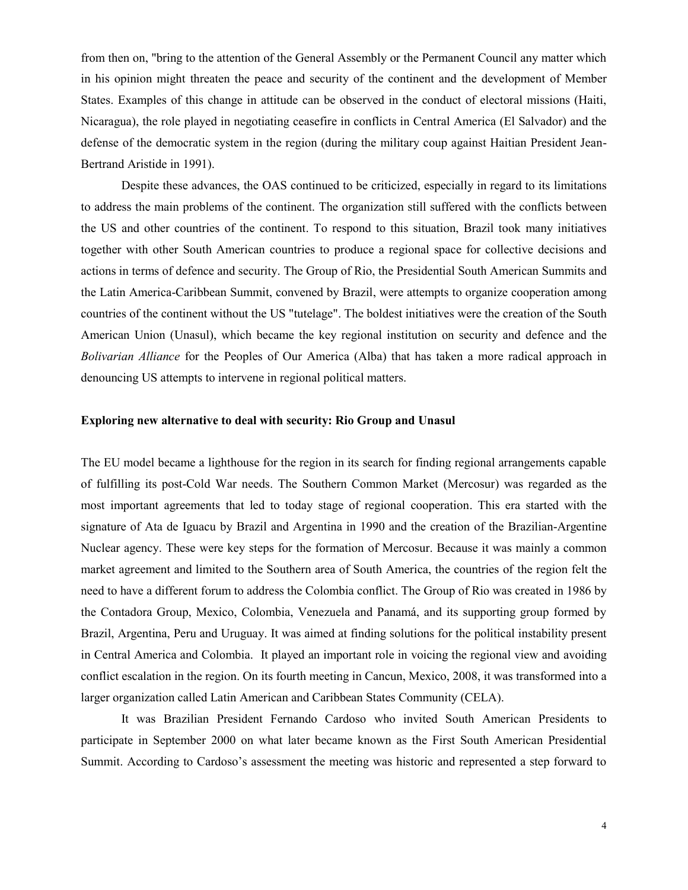from then on, "bring to the attention of the General Assembly or the Permanent Council any matter which in his opinion might threaten the peace and security of the continent and the development of Member States. Examples of this change in attitude can be observed in the conduct of electoral missions (Haiti, Nicaragua), the role played in negotiating ceasefire in conflicts in Central America (El Salvador) and the defense of the democratic system in the region (during the military coup against Haitian President Jean-Bertrand Aristide in 1991).

Despite these advances, the OAS continued to be criticized, especially in regard to its limitations to address the main problems of the continent. The organization still suffered with the conflicts between the US and other countries of the continent. To respond to this situation, Brazil took many initiatives together with other South American countries to produce a regional space for collective decisions and actions in terms of defence and security. The Group of Rio, the Presidential South American Summits and the Latin America-Caribbean Summit, convened by Brazil, were attempts to organize cooperation among countries of the continent without the US "tutelage". The boldest initiatives were the creation of the South American Union (Unasul), which became the key regional institution on security and defence and the *Bolivarian Alliance* for the Peoples of Our America (Alba) that has taken a more radical approach in denouncing US attempts to intervene in regional political matters.

**Exploring new alternative to deal with security: Rio Group and Unasul**

The EU model became a lighthouse for the region in its search for finding regional arrangements capable of fulfilling its post-Cold War needs. The Southern Common Market (Mercosur) was regarded as the most important agreements that led to today stage of regional cooperation. This era started with the signature of Ata de Iguacu by Brazil and Argentina in 1990 and the creation of the Brazilian-Argentine Nuclear agency. These were key steps for the formation of Mercosur. Because it was mainly a common market agreement and limited to the Southern area of South America, the countries of the region felt the need to have a different forum to address the Colombia conflict. The Group of Rio was created in 1986 by the Contadora Group, Mexico, Colombia, Venezuela and Panamá, and its supporting group formed by Brazil, Argentina, Peru and Uruguay. It was aimed at finding solutions for the political instability present in Central America and Colombia. It played an important role in voicing the regional view and avoiding conflict escalation in the region. On its fourth meeting in Cancun, Mexico, 2008, it was transformed into a larger organization called Latin American and Caribbean States Community (CELA).

It was Brazilian President Fernando Cardoso who invited South American Presidents to participate in September 2000 on what later became known as the First South American Presidential Summit. According to Cardoso's assessment the meeting was historic and represented a step forward to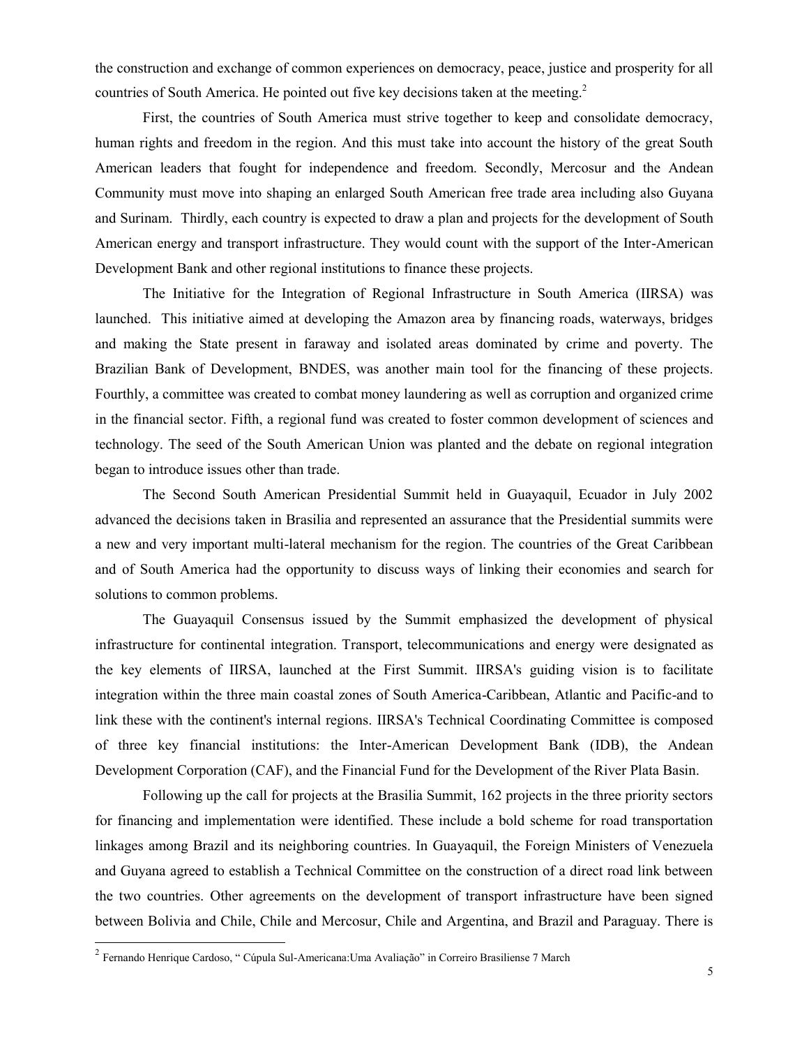the construction and exchange of common experiences on democracy, peace, justice and prosperity for all countries of South America. He pointed out five key decisions taken at the meeting.[2]

First, the countries of South America must strive together to keep and consolidate democracy, human rights and freedom in the region. And this must take into account the history of the great South American leaders that fought for independence and freedom. Secondly, Mercosur and the Andean Community must move into shaping an enlarged South American free trade area including also Guyana and Surinam. Thirdly, each country is expected to draw a plan and projects for the development of South American energy and transport infrastructure. They would count with the support of the Inter-American Development Bank and other regional institutions to finance these projects.

The Initiative for the Integration of Regional Infrastructure in South America (IIRSA) was launched. This initiative aimed at developing the Amazon area by financing roads, waterways, bridges and making the State present in faraway and isolated areas dominated by crime and poverty. The Brazilian Bank of Development, BNDES, was another main tool for the financing of these projects. Fourthly, a committee was created to combat money laundering as well as corruption and organized crime in the financial sector. Fifth, a regional fund was created to foster common development of sciences and technology. The seed of the South American Union was planted and the debate on regional integration began to introduce issues other than trade.

The Second South American Presidential Summit held in Guayaquil, Ecuador in July 2002 advanced the decisions taken in Brasilia and represented an assurance that the Presidential summits were a new and very important multi-lateral mechanism for the region. The countries of the Great Caribbean and of South America had the opportunity to discuss ways of linking their economies and search for solutions to common problems.

The Guayaquil Consensus issued by the Summit emphasized the development of physical infrastructure for continental integration. Transport, telecommunications and energy were designated as the key elements of IIRSA, launched at the First Summit. IIRSA's guiding vision is to facilitate integration within the three main coastal zones of South America-Caribbean, Atlantic and Pacific-and to link these with the continent's internal regions. IIRSA's Technical Coordinating Committee is composed of three key financial institutions: the Inter-American Development Bank (IDB), the Andean Development Corporation (CAF), and the Financial Fund for the Development of the River Plata Basin.

Following up the call for projects at the Brasilia Summit, 162 projects in the three priority sectors for financing and implementation were identified. These include a bold scheme for road transportation linkages among Brazil and its neighboring countries. In Guayaquil, the Foreign Ministers of Venezuela and Guyana agreed to establish a Technical Committee on the construction of a direct road link between the two countries. Other agreements on the development of transport infrastructure have been signed between Bolivia and Chile, Chile and Mercosur, Chile and Argentina, and Brazil and Paraguay. There is

[2] Fernando Henrique Cardoso, " Cúpula Sul-Americana:Uma Avaliação" in Correiro Brasiliense 7 March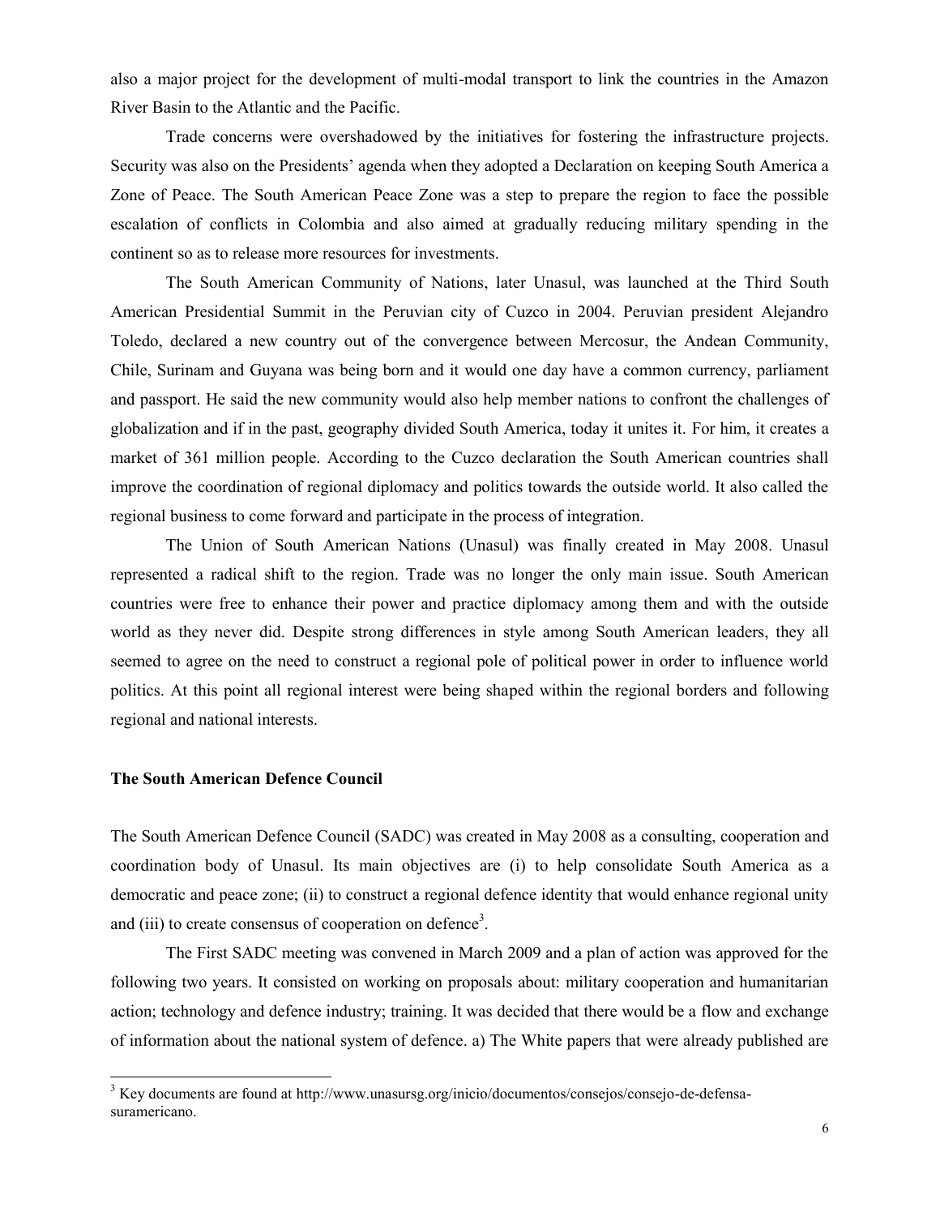also a major project for the development of multi-modal transport to link the countries in the Amazon River Basin to the Atlantic and the Pacific.

Trade concerns were overshadowed by the initiatives for fostering the infrastructure projects. Security was also on the Presidents' agenda when they adopted a Declaration on keeping South America a Zone of Peace. The South American Peace Zone was a step to prepare the region to face the possible escalation of conflicts in Colombia and also aimed at gradually reducing military spending in the continent so as to release more resources for investments.

The South American Community of Nations, later Unasul, was launched at the Third South American Presidential Summit in the Peruvian city of Cuzco in 2004. Peruvian president Alejandro Toledo, declared a new country out of the convergence between Mercosur, the Andean Community, Chile, Surinam and Guyana was being born and it would one day have a common currency, parliament and passport. He said the new community would also help member nations to confront the challenges of globalization and if in the past, geography divided South America, today it unites it. For him, it creates a market of 361 million people. According to the Cuzco declaration the South American countries shall improve the coordination of regional diplomacy and politics towards the outside world. It also called the regional business to come forward and participate in the process of integration.

The Union of South American Nations (Unasul) was finally created in May 2008. Unasul represented a radical shift to the region. Trade was no longer the only main issue. South American countries were free to enhance their power and practice diplomacy among them and with the outside world as they never did. Despite strong differences in style among South American leaders, they all seemed to agree on the need to construct a regional pole of political power in order to influence world politics. At this point all regional interest were being shaped within the regional borders and following regional and national interests.

### The South American Defence Council

The South American Defence Council (SADC) was created in May 2008 as a consulting, cooperation and coordination body of Unasul. Its main objectives are (i) to help consolidate South America as a democratic and peace zone; (ii) to construct a regional defence identity that would enhance regional unity and (iii) to create consensus of cooperation on defence[3].

The First SADC meeting was convened in March 2009 and a plan of action was approved for the following two years. It consisted on working on proposals about: military cooperation and humanitarian action; technology and defence industry; training. It was decided that there would be a flow and exchange of information about the national system of defence. a) The White papers that were already published are

---

[3] Key documents are found at http://www.unasursg.org/inicio/documentos/consejos/consejo-de-defensa-suramericano.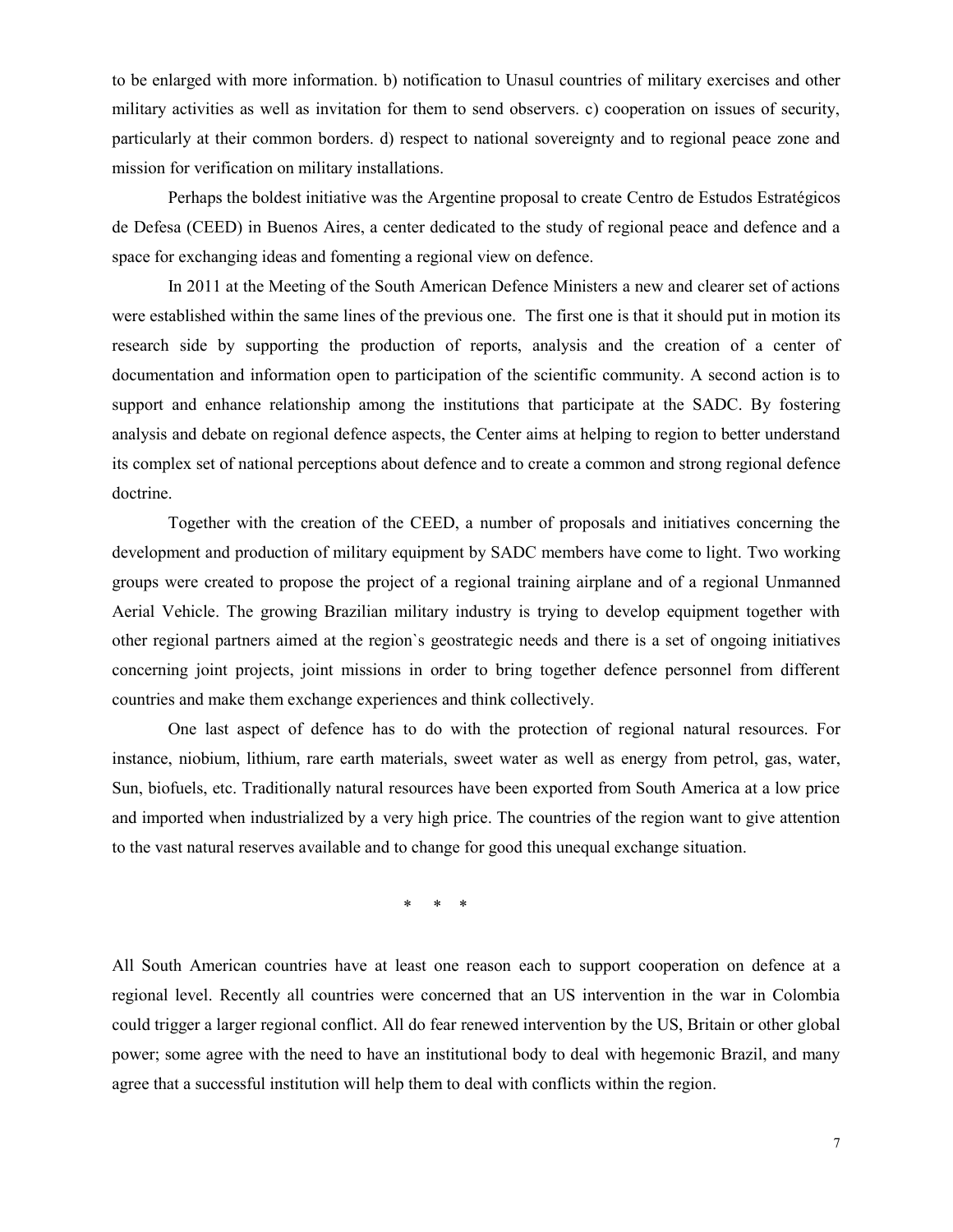to be enlarged with more information. b) notification to Unasul countries of military exercises and other military activities as well as invitation for them to send observers. c) cooperation on issues of security, particularly at their common borders. d) respect to national sovereignty and to regional peace zone and mission for verification on military installations.

Perhaps the boldest initiative was the Argentine proposal to create Centro de Estudos Estratégicos de Defesa (CEED) in Buenos Aires, a center dedicated to the study of regional peace and defence and a space for exchanging ideas and fomenting a regional view on defence.

In 2011 at the Meeting of the South American Defence Ministers a new and clearer set of actions were established within the same lines of the previous one. The first one is that it should put in motion its research side by supporting the production of reports, analysis and the creation of a center of documentation and information open to participation of the scientific community. A second action is to support and enhance relationship among the institutions that participate at the SADC. By fostering analysis and debate on regional defence aspects, the Center aims at helping to region to better understand its complex set of national perceptions about defence and to create a common and strong regional defence doctrine.

Together with the creation of the CEED, a number of proposals and initiatives concerning the development and production of military equipment by SADC members have come to light. Two working groups were created to propose the project of a regional training airplane and of a regional Unmanned Aerial Vehicle. The growing Brazilian military industry is trying to develop equipment together with other regional partners aimed at the region`s geostrategic needs and there is a set of ongoing initiatives concerning joint projects, joint missions in order to bring together defence personnel from different countries and make them exchange experiences and think collectively.

One last aspect of defence has to do with the protection of regional natural resources. For instance, niobium, lithium, rare earth materials, sweet water as well as energy from petrol, gas, water, Sun, biofuels, etc. Traditionally natural resources have been exported from South America at a low price and imported when industrialized by a very high price. The countries of the region want to give attention to the vast natural reserves available and to change for good this unequal exchange situation.

\* \* \*

All South American countries have at least one reason each to support cooperation on defence at a regional level. Recently all countries were concerned that an US intervention in the war in Colombia could trigger a larger regional conflict. All do fear renewed intervention by the US, Britain or other global power; some agree with the need to have an institutional body to deal with hegemonic Brazil, and many agree that a successful institution will help them to deal with conflicts within the region.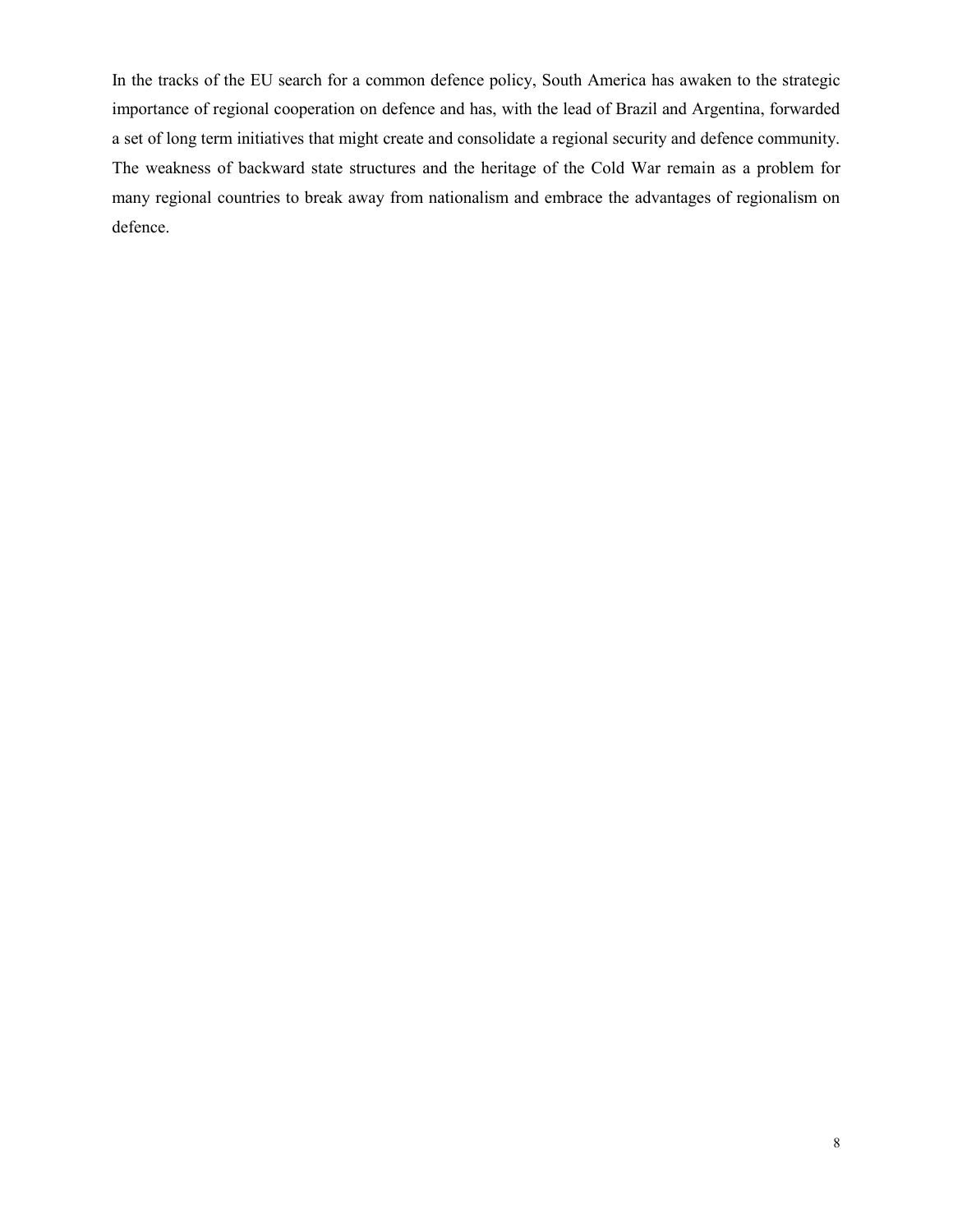In the tracks of the EU search for a common defence policy, South America has awaken to the strategic importance of regional cooperation on defence and has, with the lead of Brazil and Argentina, forwarded a set of long term initiatives that might create and consolidate a regional security and defence community. The weakness of backward state structures and the heritage of the Cold War remain as a problem for many regional countries to break away from nationalism and embrace the advantages of regionalism on defence.